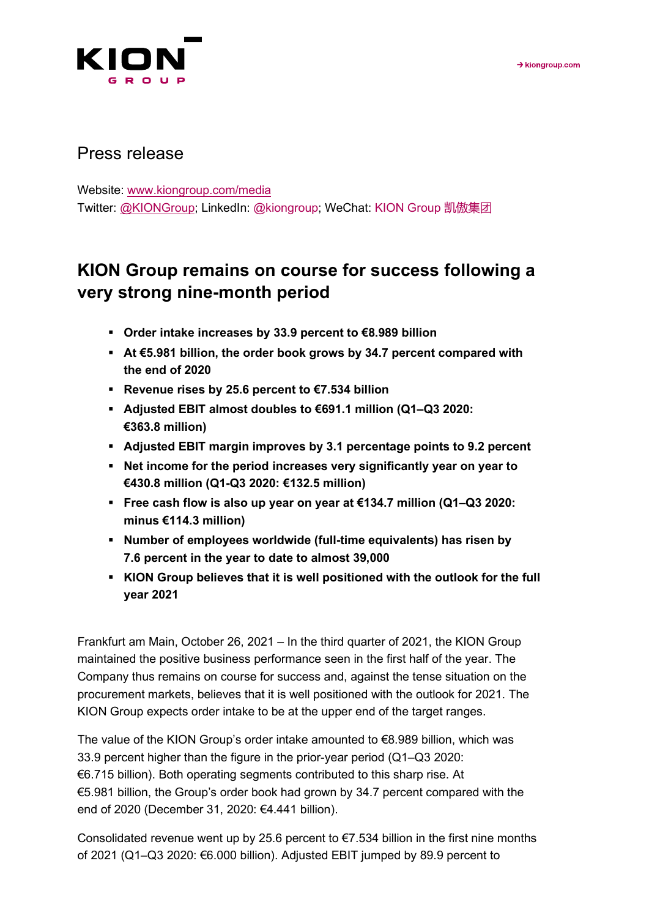KION GROUP

→ kiongroup.com

Press release

Website: www.kiongroup.com/media
Twitter: @KIONGroup; LinkedIn: @kiongroup; WeChat: KION Group 凯傲集团

# KION Group remains on course for success following a very strong nine-month period

- **Order intake increases by 33.9 percent to €8.989 billion**
- **At €5.981 billion, the order book grows by 34.7 percent compared with the end of 2020**
- **Revenue rises by 25.6 percent to €7.534 billion**
- **Adjusted EBIT almost doubles to €691.1 million (Q1–Q3 2020: €363.8 million)**
- **Adjusted EBIT margin improves by 3.1 percentage points to 9.2 percent**
- **Net income for the period increases very significantly year on year to €430.8 million (Q1-Q3 2020: €132.5 million)**
- **Free cash flow is also up year on year at €134.7 million (Q1–Q3 2020: minus €114.3 million)**
- **Number of employees worldwide (full-time equivalents) has risen by 7.6 percent in the year to date to almost 39,000**
- **KION Group believes that it is well positioned with the outlook for the full year 2021**

Frankfurt am Main, October 26, 2021 – In the third quarter of 2021, the KION Group maintained the positive business performance seen in the first half of the year. The Company thus remains on course for success and, against the tense situation on the procurement markets, believes that it is well positioned with the outlook for 2021. The KION Group expects order intake to be at the upper end of the target ranges.

The value of the KION Group's order intake amounted to €8.989 billion, which was 33.9 percent higher than the figure in the prior-year period (Q1–Q3 2020: €6.715 billion). Both operating segments contributed to this sharp rise. At €5.981 billion, the Group's order book had grown by 34.7 percent compared with the end of 2020 (December 31, 2020: €4.441 billion).

Consolidated revenue went up by 25.6 percent to €7.534 billion in the first nine months of 2021 (Q1–Q3 2020: €6.000 billion). Adjusted EBIT jumped by 89.9 percent to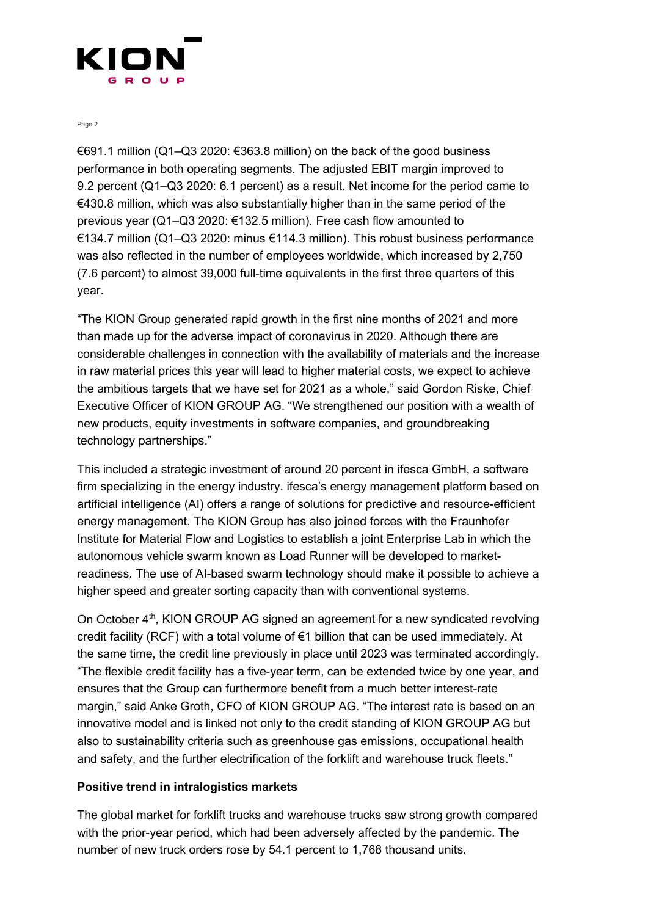€691.1 million (Q1–Q3 2020: €363.8 million) on the back of the good business performance in both operating segments. The adjusted EBIT margin improved to 9.2 percent (Q1–Q3 2020: 6.1 percent) as a result. Net income for the period came to €430.8 million, which was also substantially higher than in the same period of the previous year (Q1–Q3 2020: €132.5 million). Free cash flow amounted to €134.7 million (Q1–Q3 2020: minus €114.3 million). This robust business performance was also reflected in the number of employees worldwide, which increased by 2,750 (7.6 percent) to almost 39,000 full-time equivalents in the first three quarters of this year.

"The KION Group generated rapid growth in the first nine months of 2021 and more than made up for the adverse impact of coronavirus in 2020. Although there are considerable challenges in connection with the availability of materials and the increase in raw material prices this year will lead to higher material costs, we expect to achieve the ambitious targets that we have set for 2021 as a whole," said Gordon Riske, Chief Executive Officer of KION GROUP AG. "We strengthened our position with a wealth of new products, equity investments in software companies, and groundbreaking technology partnerships."

This included a strategic investment of around 20 percent in ifesca GmbH, a software firm specializing in the energy industry. ifesca's energy management platform based on artificial intelligence (AI) offers a range of solutions for predictive and resource-efficient energy management. The KION Group has also joined forces with the Fraunhofer Institute for Material Flow and Logistics to establish a joint Enterprise Lab in which the autonomous vehicle swarm known as Load Runner will be developed to market-readiness. The use of AI-based swarm technology should make it possible to achieve a higher speed and greater sorting capacity than with conventional systems.

On October 4th, KION GROUP AG signed an agreement for a new syndicated revolving credit facility (RCF) with a total volume of €1 billion that can be used immediately. At the same time, the credit line previously in place until 2023 was terminated accordingly. "The flexible credit facility has a five-year term, can be extended twice by one year, and ensures that the Group can furthermore benefit from a much better interest-rate margin," said Anke Groth, CFO of KION GROUP AG. "The interest rate is based on an innovative model and is linked not only to the credit standing of KION GROUP AG but also to sustainability criteria such as greenhouse gas emissions, occupational health and safety, and the further electrification of the forklift and warehouse truck fleets."

**Positive trend in intralogistics markets**

The global market for forklift trucks and warehouse trucks saw strong growth compared with the prior-year period, which had been adversely affected by the pandemic. The number of new truck orders rose by 54.1 percent to 1,768 thousand units.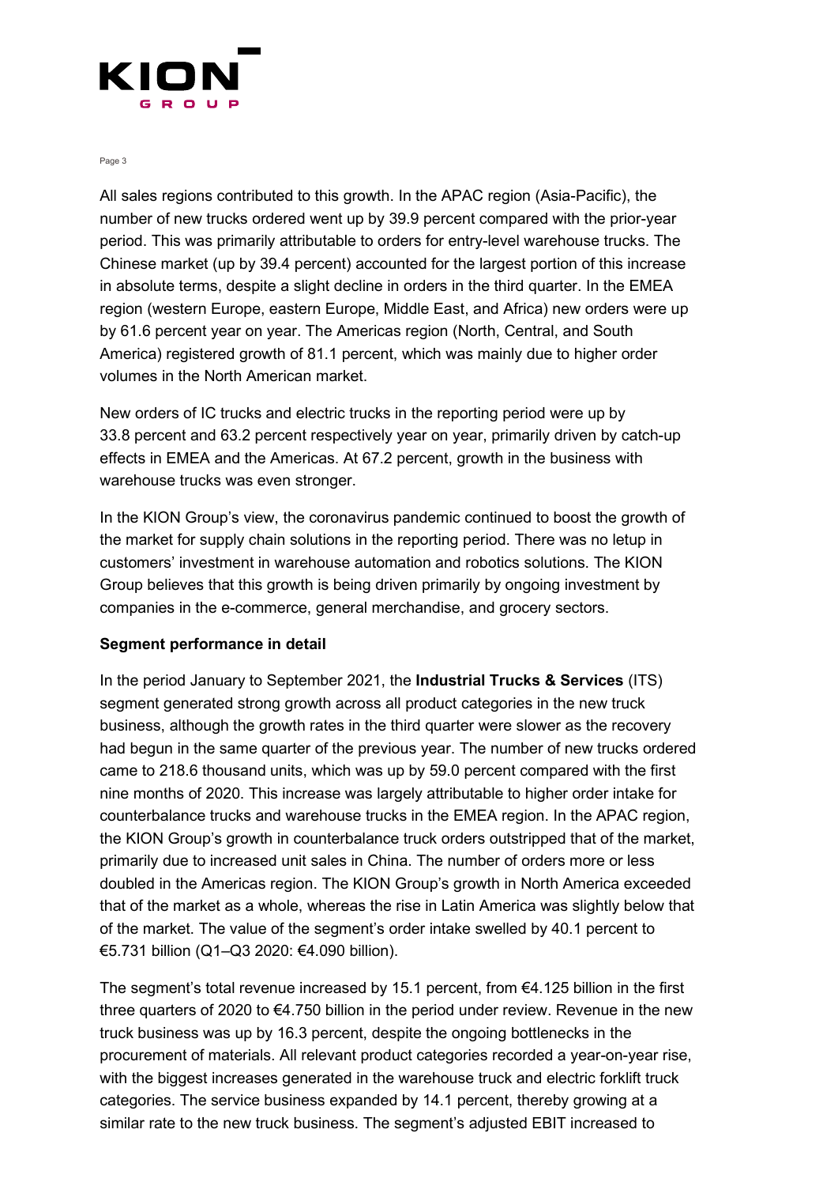All sales regions contributed to this growth. In the APAC region (Asia-Pacific), the number of new trucks ordered went up by 39.9 percent compared with the prior-year period. This was primarily attributable to orders for entry-level warehouse trucks. The Chinese market (up by 39.4 percent) accounted for the largest portion of this increase in absolute terms, despite a slight decline in orders in the third quarter. In the EMEA region (western Europe, eastern Europe, Middle East, and Africa) new orders were up by 61.6 percent year on year. The Americas region (North, Central, and South America) registered growth of 81.1 percent, which was mainly due to higher order volumes in the North American market.

New orders of IC trucks and electric trucks in the reporting period were up by 33.8 percent and 63.2 percent respectively year on year, primarily driven by catch-up effects in EMEA and the Americas. At 67.2 percent, growth in the business with warehouse trucks was even stronger.

In the KION Group's view, the coronavirus pandemic continued to boost the growth of the market for supply chain solutions in the reporting period. There was no letup in customers' investment in warehouse automation and robotics solutions. The KION Group believes that this growth is being driven primarily by ongoing investment by companies in the e-commerce, general merchandise, and grocery sectors.

**Segment performance in detail**

In the period January to September 2021, the **Industrial Trucks & Services** (ITS) segment generated strong growth across all product categories in the new truck business, although the growth rates in the third quarter were slower as the recovery had begun in the same quarter of the previous year. The number of new trucks ordered came to 218.6 thousand units, which was up by 59.0 percent compared with the first nine months of 2020. This increase was largely attributable to higher order intake for counterbalance trucks and warehouse trucks in the EMEA region. In the APAC region, the KION Group's growth in counterbalance truck orders outstripped that of the market, primarily due to increased unit sales in China. The number of orders more or less doubled in the Americas region. The KION Group's growth in North America exceeded that of the market as a whole, whereas the rise in Latin America was slightly below that of the market. The value of the segment's order intake swelled by 40.1 percent to €5.731 billion (Q1–Q3 2020: €4.090 billion).

The segment's total revenue increased by 15.1 percent, from €4.125 billion in the first three quarters of 2020 to €4.750 billion in the period under review. Revenue in the new truck business was up by 16.3 percent, despite the ongoing bottlenecks in the procurement of materials. All relevant product categories recorded a year-on-year rise, with the biggest increases generated in the warehouse truck and electric forklift truck categories. The service business expanded by 14.1 percent, thereby growing at a similar rate to the new truck business. The segment's adjusted EBIT increased to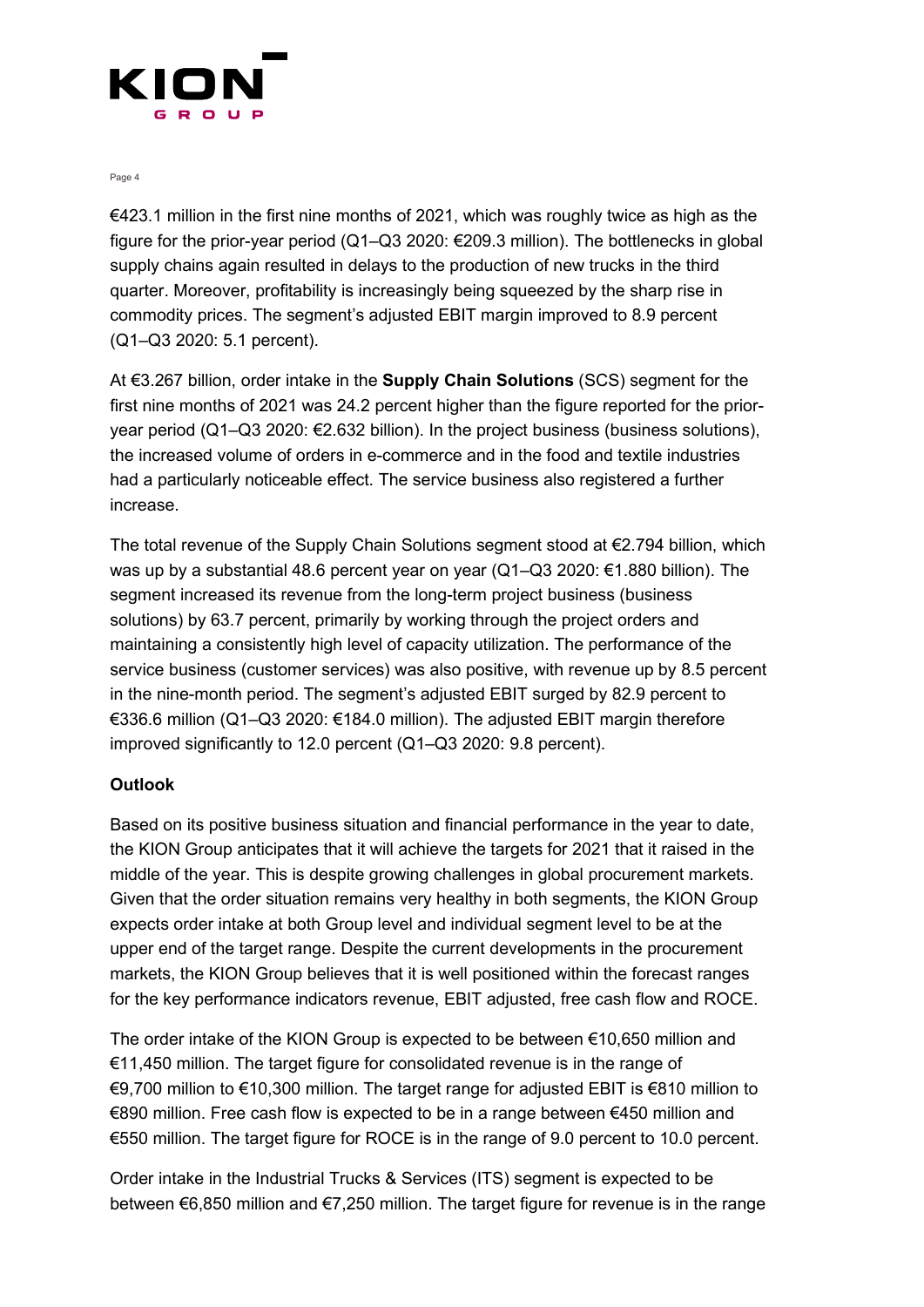€423.1 million in the first nine months of 2021, which was roughly twice as high as the figure for the prior-year period (Q1–Q3 2020: €209.3 million). The bottlenecks in global supply chains again resulted in delays to the production of new trucks in the third quarter. Moreover, profitability is increasingly being squeezed by the sharp rise in commodity prices. The segment's adjusted EBIT margin improved to 8.9 percent (Q1–Q3 2020: 5.1 percent).

At €3.267 billion, order intake in the **Supply Chain Solutions** (SCS) segment for the first nine months of 2021 was 24.2 percent higher than the figure reported for the prior-year period (Q1–Q3 2020: €2.632 billion). In the project business (business solutions), the increased volume of orders in e-commerce and in the food and textile industries had a particularly noticeable effect. The service business also registered a further increase.

The total revenue of the Supply Chain Solutions segment stood at €2.794 billion, which was up by a substantial 48.6 percent year on year (Q1–Q3 2020: €1.880 billion). The segment increased its revenue from the long-term project business (business solutions) by 63.7 percent, primarily by working through the project orders and maintaining a consistently high level of capacity utilization. The performance of the service business (customer services) was also positive, with revenue up by 8.5 percent in the nine-month period. The segment's adjusted EBIT surged by 82.9 percent to €336.6 million (Q1–Q3 2020: €184.0 million). The adjusted EBIT margin therefore improved significantly to 12.0 percent (Q1–Q3 2020: 9.8 percent).

**Outlook**

Based on its positive business situation and financial performance in the year to date, the KION Group anticipates that it will achieve the targets for 2021 that it raised in the middle of the year. This is despite growing challenges in global procurement markets. Given that the order situation remains very healthy in both segments, the KION Group expects order intake at both Group level and individual segment level to be at the upper end of the target range. Despite the current developments in the procurement markets, the KION Group believes that it is well positioned within the forecast ranges for the key performance indicators revenue, EBIT adjusted, free cash flow and ROCE.

The order intake of the KION Group is expected to be between €10,650 million and €11,450 million. The target figure for consolidated revenue is in the range of €9,700 million to €10,300 million. The target range for adjusted EBIT is €810 million to €890 million. Free cash flow is expected to be in a range between €450 million and €550 million. The target figure for ROCE is in the range of 9.0 percent to 10.0 percent.

Order intake in the Industrial Trucks & Services (ITS) segment is expected to be between €6,850 million and €7,250 million. The target figure for revenue is in the range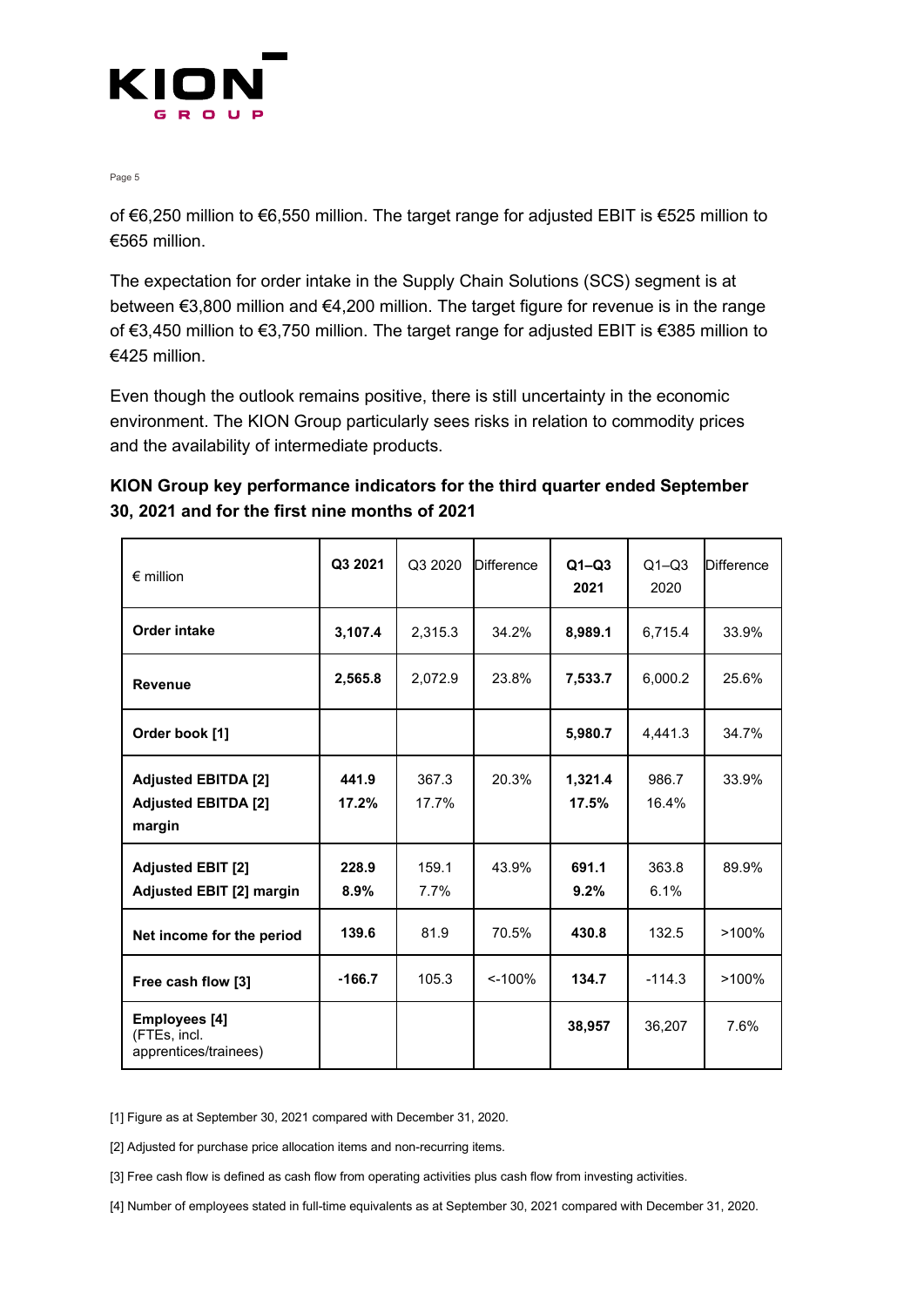of €6,250 million to €6,550 million. The target range for adjusted EBIT is €525 million to €565 million.

The expectation for order intake in the Supply Chain Solutions (SCS) segment is at between €3,800 million and €4,200 million. The target figure for revenue is in the range of €3,450 million to €3,750 million. The target range for adjusted EBIT is €385 million to €425 million.

Even though the outlook remains positive, there is still uncertainty in the economic environment. The KION Group particularly sees risks in relation to commodity prices and the availability of intermediate products.

**KION Group key performance indicators for the third quarter ended September 30, 2021 and for the first nine months of 2021**

| € million | **Q3 2021** | Q3 2020 | Difference | **Q1–Q3 2021** | Q1–Q3 2020 | Difference |
|---|---|---|---|---|---|---|
| **Order intake** | **3,107.4** | 2,315.3 | 34.2% | **8,989.1** | 6,715.4 | 33.9% |
| **Revenue** | **2,565.8** | 2,072.9 | 23.8% | **7,533.7** | 6,000.2 | 25.6% |
| **Order book [1]** | | | | **5,980.7** | 4,441.3 | 34.7% |
| **Adjusted EBITDA [2]**<br>**Adjusted EBITDA [2] margin** | **441.9**<br>**17.2%** | 367.3<br>17.7% | 20.3% | **1,321.4**<br>**17.5%** | 986.7<br>16.4% | 33.9% |
| **Adjusted EBIT [2]**<br>**Adjusted EBIT [2] margin** | **228.9**<br>**8.9%** | 159.1<br>7.7% | 43.9% | **691.1**<br>**9.2%** | 363.8<br>6.1% | 89.9% |
| **Net income for the period** | **139.6** | 81.9 | 70.5% | **430.8** | 132.5 | >100% |
| **Free cash flow [3]** | **-166.7** | 105.3 | <-100% | **134.7** | -114.3 | >100% |
| **Employees [4]** (FTEs, incl. apprentices/trainees) | | | | **38,957** | 36,207 | 7.6% |

[1] Figure as at September 30, 2021 compared with December 31, 2020.

[2] Adjusted for purchase price allocation items and non-recurring items.

[3] Free cash flow is defined as cash flow from operating activities plus cash flow from investing activities.

[4] Number of employees stated in full-time equivalents as at September 30, 2021 compared with December 31, 2020.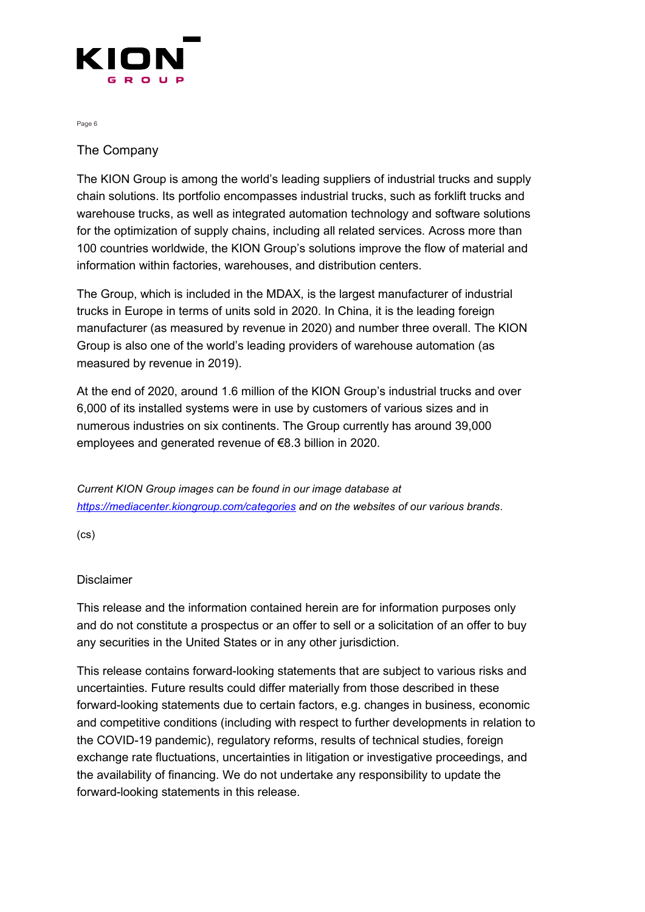## The Company

The KION Group is among the world's leading suppliers of industrial trucks and supply chain solutions. Its portfolio encompasses industrial trucks, such as forklift trucks and warehouse trucks, as well as integrated automation technology and software solutions for the optimization of supply chains, including all related services. Across more than 100 countries worldwide, the KION Group's solutions improve the flow of material and information within factories, warehouses, and distribution centers.

The Group, which is included in the MDAX, is the largest manufacturer of industrial trucks in Europe in terms of units sold in 2020. In China, it is the leading foreign manufacturer (as measured by revenue in 2020) and number three overall. The KION Group is also one of the world's leading providers of warehouse automation (as measured by revenue in 2019).

At the end of 2020, around 1.6 million of the KION Group's industrial trucks and over 6,000 of its installed systems were in use by customers of various sizes and in numerous industries on six continents. The Group currently has around 39,000 employees and generated revenue of €8.3 billion in 2020.

*Current KION Group images can be found in our image database at [https://mediacenter.kiongroup.com/categories](https://mediacenter.kiongroup.com/categories) and on the websites of our various brands*.

(cs)

## Disclaimer

This release and the information contained herein are for information purposes only and do not constitute a prospectus or an offer to sell or a solicitation of an offer to buy any securities in the United States or in any other jurisdiction.

This release contains forward-looking statements that are subject to various risks and uncertainties. Future results could differ materially from those described in these forward-looking statements due to certain factors, e.g. changes in business, economic and competitive conditions (including with respect to further developments in relation to the COVID-19 pandemic), regulatory reforms, results of technical studies, foreign exchange rate fluctuations, uncertainties in litigation or investigative proceedings, and the availability of financing. We do not undertake any responsibility to update the forward-looking statements in this release.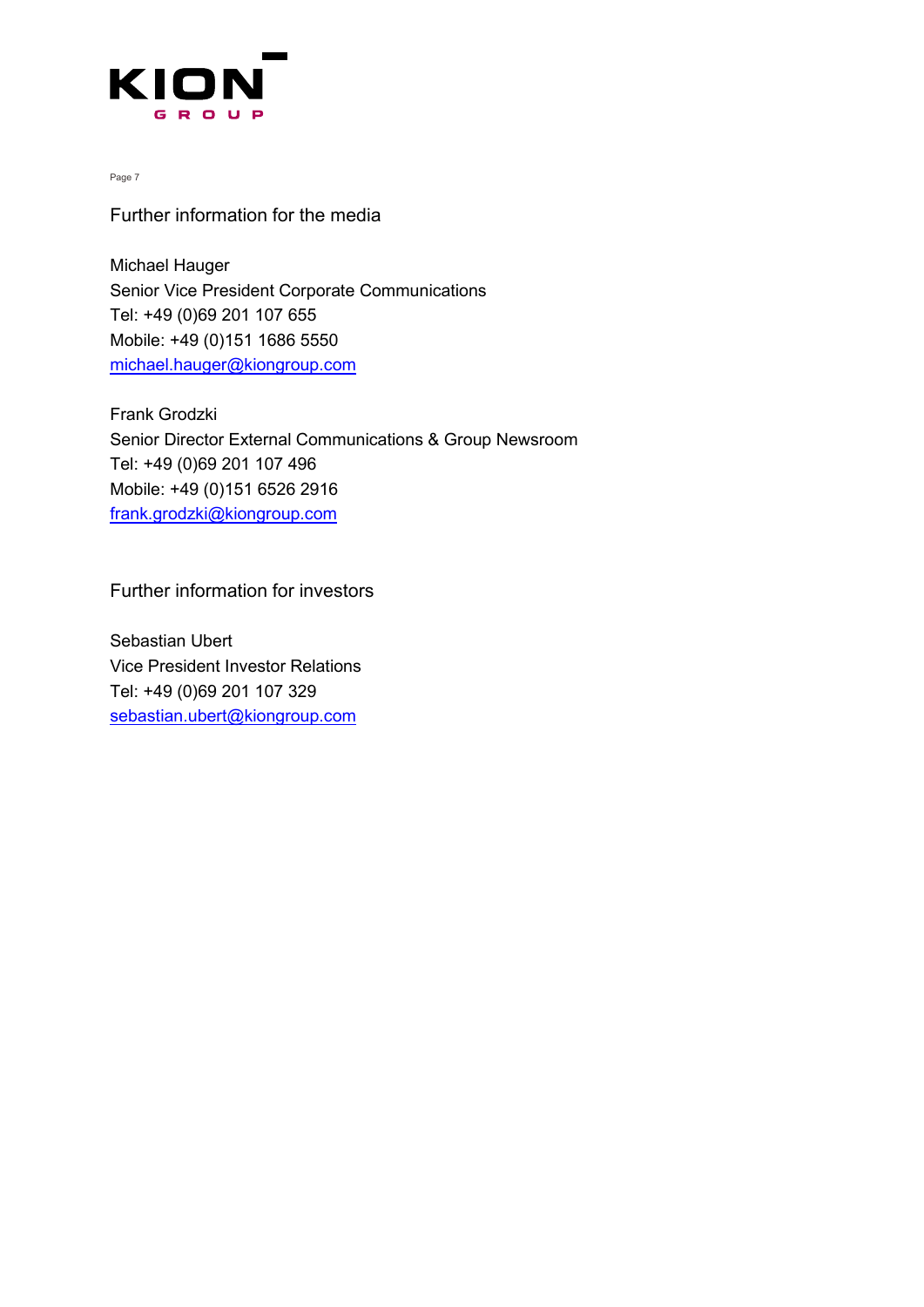## Further information for the media

Michael Hauger
Senior Vice President Corporate Communications
Tel: +49 (0)69 201 107 655
Mobile: +49 (0)151 1686 5550
michael.hauger@kiongroup.com

Frank Grodzki
Senior Director External Communications & Group Newsroom
Tel: +49 (0)69 201 107 496
Mobile: +49 (0)151 6526 2916
frank.grodzki@kiongroup.com

## Further information for investors

Sebastian Ubert
Vice President Investor Relations
Tel: +49 (0)69 201 107 329
sebastian.ubert@kiongroup.com